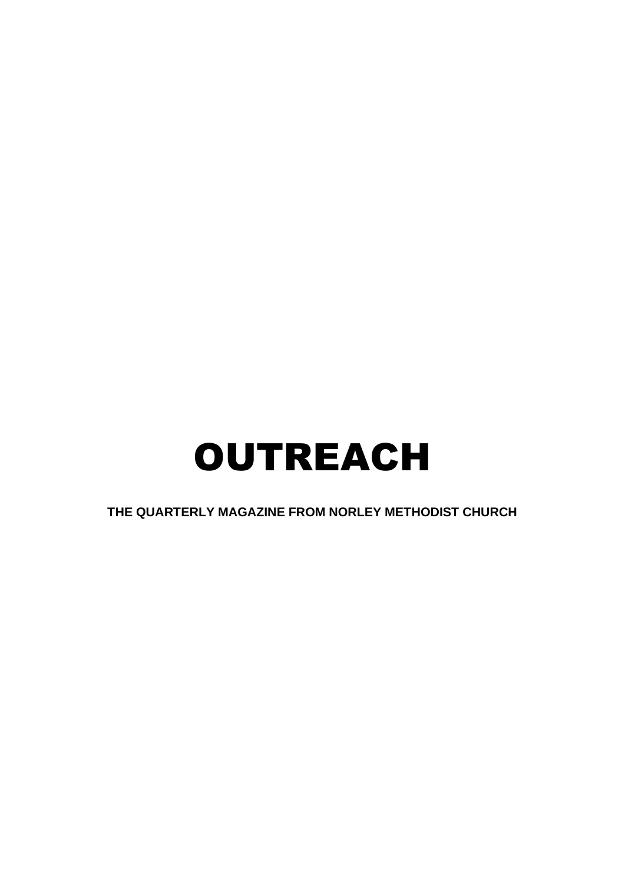# OUTREACH

**THE QUARTERLY MAGAZINE FROM NORLEY METHODIST CHURCH**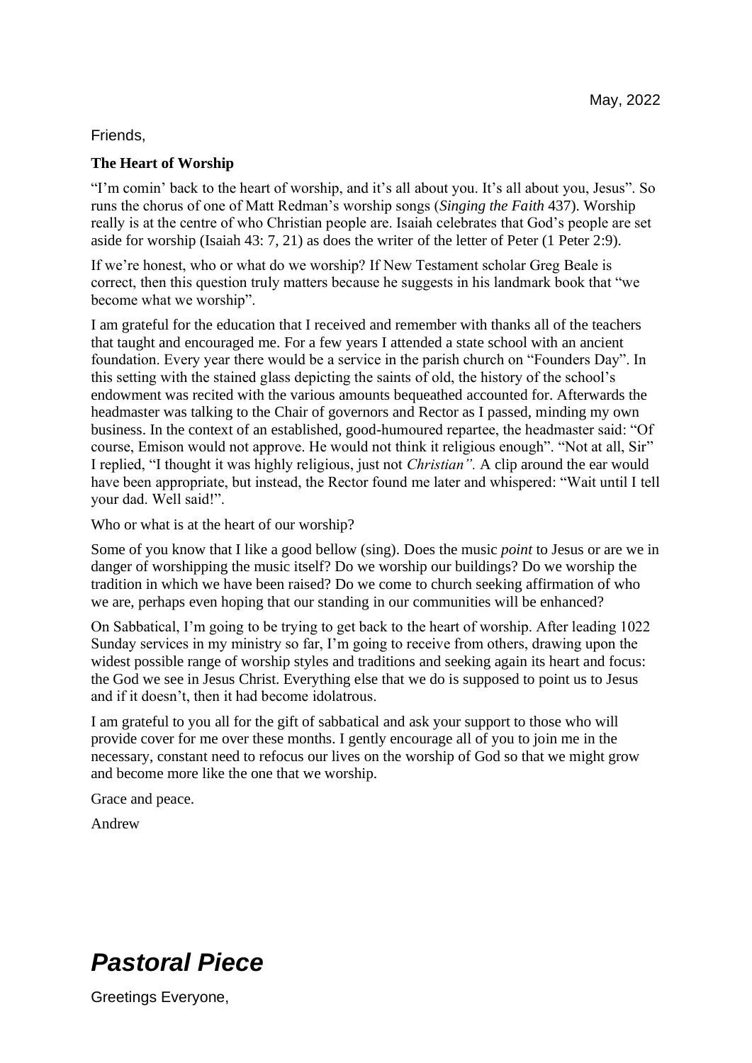May, 2022

Friends,

**The Heart of Worship**

"I'm comin' back to the heart of worship, and it's all about you. It's all about you, Jesus". So runs the chorus of one of Matt Redman's worship songs (*Singing the Faith* 437). Worship really is at the centre of who Christian people are. Isaiah celebrates that God's people are set aside for worship (Isaiah 43: 7, 21) as does the writer of the letter of Peter (1 Peter 2:9).

If we're honest, who or what do we worship? If New Testament scholar Greg Beale is correct, then this question truly matters because he suggests in his landmark book that "we become what we worship".

I am grateful for the education that I received and remember with thanks all of the teachers that taught and encouraged me. For a few years I attended a state school with an ancient foundation. Every year there would be a service in the parish church on "Founders Day". In this setting with the stained glass depicting the saints of old, the history of the school's endowment was recited with the various amounts bequeathed accounted for. Afterwards the headmaster was talking to the Chair of governors and Rector as I passed, minding my own business. In the context of an established, good-humoured repartee, the headmaster said: "Of course, Emison would not approve. He would not think it religious enough". "Not at all, Sir" I replied, "I thought it was highly religious, just not *Christian".* A clip around the ear would have been appropriate, but instead, the Rector found me later and whispered: "Wait until I tell your dad. Well said!".

Who or what is at the heart of our worship?

Some of you know that I like a good bellow (sing). Does the music *point* to Jesus or are we in danger of worshipping the music itself? Do we worship our buildings? Do we worship the tradition in which we have been raised? Do we come to church seeking affirmation of who we are, perhaps even hoping that our standing in our communities will be enhanced?

On Sabbatical, I'm going to be trying to get back to the heart of worship. After leading 1022 Sunday services in my ministry so far, I'm going to receive from others, drawing upon the widest possible range of worship styles and traditions and seeking again its heart and focus: the God we see in Jesus Christ. Everything else that we do is supposed to point us to Jesus and if it doesn't, then it had become idolatrous.

I am grateful to you all for the gift of sabbatical and ask your support to those who will provide cover for me over these months. I gently encourage all of you to join me in the necessary, constant need to refocus our lives on the worship of God so that we might grow and become more like the one that we worship.

Grace and peace.

Andrew

# *Pastoral Piece*

Greetings Everyone,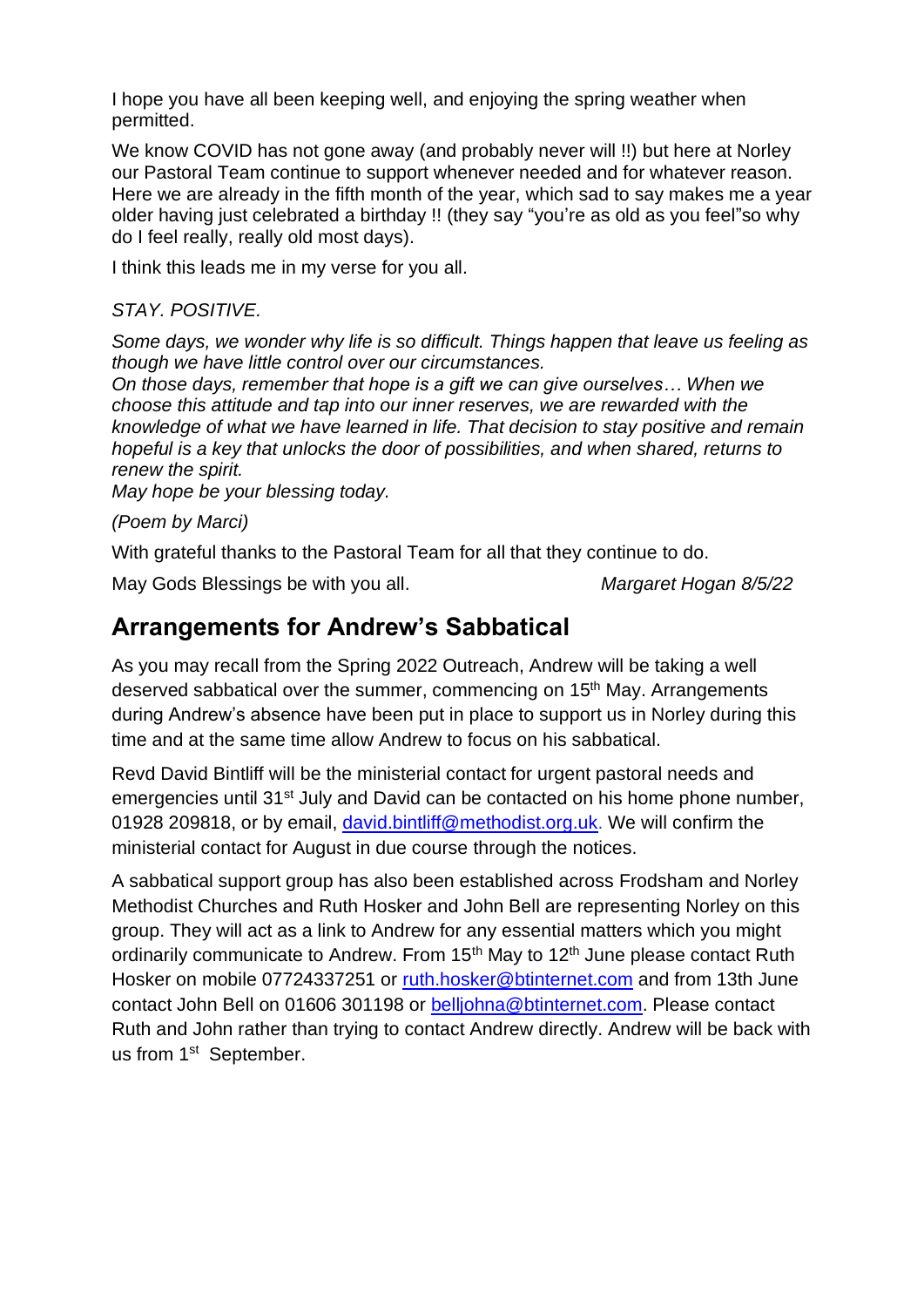I hope you have all been keeping well, and enjoying the spring weather when permitted.

We know COVID has not gone away (and probably never will !!) but here at Norley our Pastoral Team continue to support whenever needed and for whatever reason. Here we are already in the fifth month of the year, which sad to say makes me a year older having just celebrated a birthday !! (they say "you're as old as you feel"so why do I feel really, really old most days).

I think this leads me in my verse for you all.

*STAY. POSITIVE.*

*Some days, we wonder why life is so difficult. Things happen that leave us feeling as though we have little control over our circumstances.*
*On those days, remember that hope is a gift we can give ourselves… When we choose this attitude and tap into our inner reserves, we are rewarded with the knowledge of what we have learned in life. That decision to stay positive and remain hopeful is a key that unlocks the door of possibilities, and when shared, returns to renew the spirit.*
*May hope be your blessing today.*

*(Poem by Marci)*

With grateful thanks to the Pastoral Team for all that they continue to do.

May Gods Blessings be with you all. *Margaret Hogan 8/5/22*

## Arrangements for Andrew's Sabbatical

As you may recall from the Spring 2022 Outreach, Andrew will be taking a well deserved sabbatical over the summer, commencing on 15th May. Arrangements during Andrew's absence have been put in place to support us in Norley during this time and at the same time allow Andrew to focus on his sabbatical.

Revd David Bintliff will be the ministerial contact for urgent pastoral needs and emergencies until 31st July and David can be contacted on his home phone number, 01928 209818, or by email, david.bintliff@methodist.org.uk. We will confirm the ministerial contact for August in due course through the notices.

A sabbatical support group has also been established across Frodsham and Norley Methodist Churches and Ruth Hosker and John Bell are representing Norley on this group. They will act as a link to Andrew for any essential matters which you might ordinarily communicate to Andrew. From 15th May to 12th June please contact Ruth Hosker on mobile 07724337251 or ruth.hosker@btinternet.com and from 13th June contact John Bell on 01606 301198 or belljohna@btinternet.com. Please contact Ruth and John rather than trying to contact Andrew directly. Andrew will be back with us from 1st September.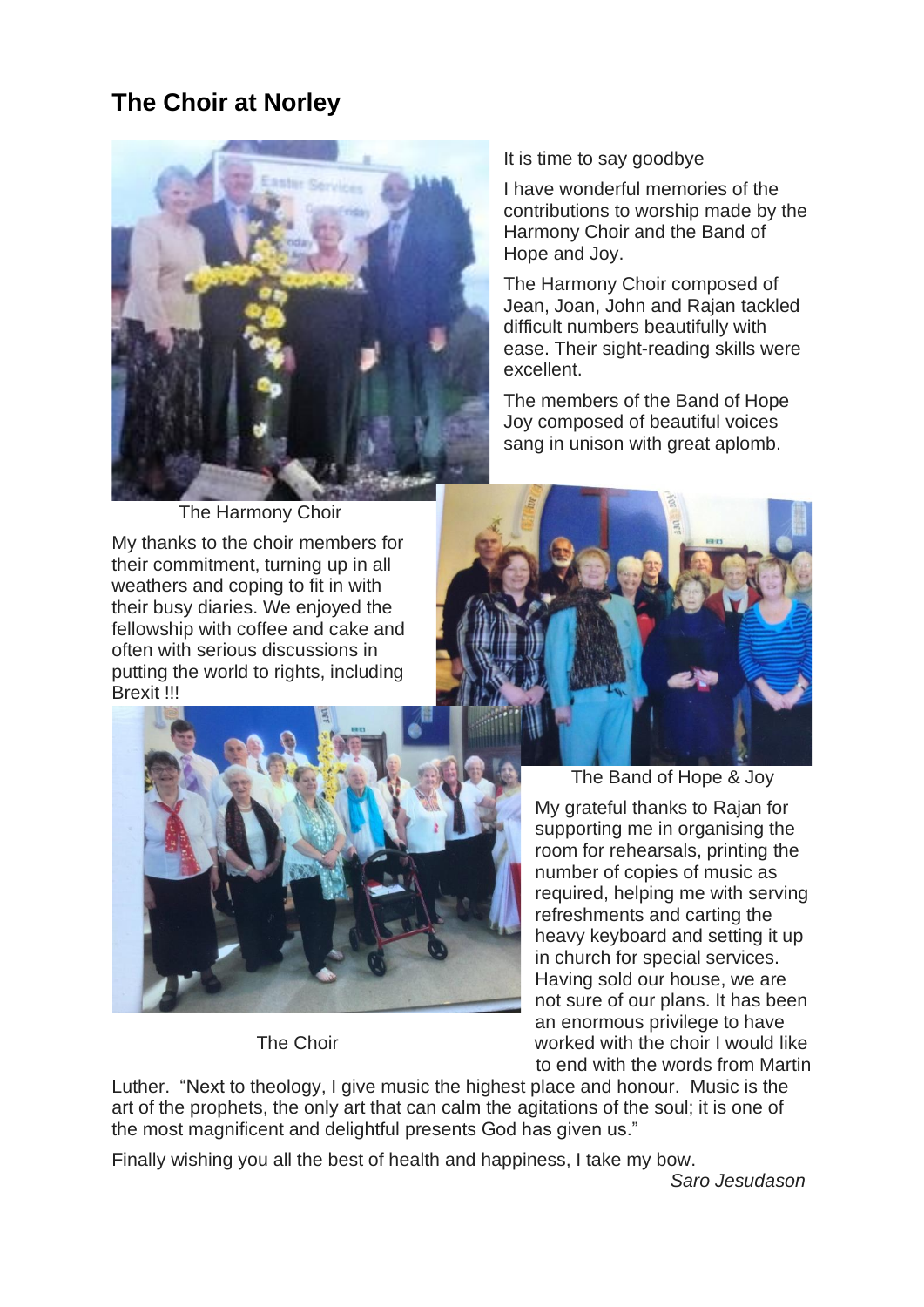## The Choir at Norley

It is time to say goodbye

I have wonderful memories of the contributions to worship made by the Harmony Choir and the Band of Hope and Joy.

The Harmony Choir composed of Jean, Joan, John and Rajan tackled difficult numbers beautifully with ease. Their sight-reading skills were excellent.

The members of the Band of Hope Joy composed of beautiful voices sang in unison with great aplomb.

The Harmony Choir

My thanks to the choir members for their commitment, turning up in all weathers and coping to fit in with their busy diaries. We enjoyed the fellowship with coffee and cake and often with serious discussions in putting the world to rights, including Brexit !!!

The Band of Hope & Joy

The Choir

My grateful thanks to Rajan for supporting me in organising the room for rehearsals, printing the number of copies of music as required, helping me with serving refreshments and carting the heavy keyboard and setting it up in church for special services. Having sold our house, we are not sure of our plans. It has been an enormous privilege to have worked with the choir I would like to end with the words from Martin Luther. "Next to theology, I give music the highest place and honour. Music is the art of the prophets, the only art that can calm the agitations of the soul; it is one of the most magnificent and delightful presents God has given us."

Finally wishing you all the best of health and happiness, I take my bow.

*Saro Jesudason*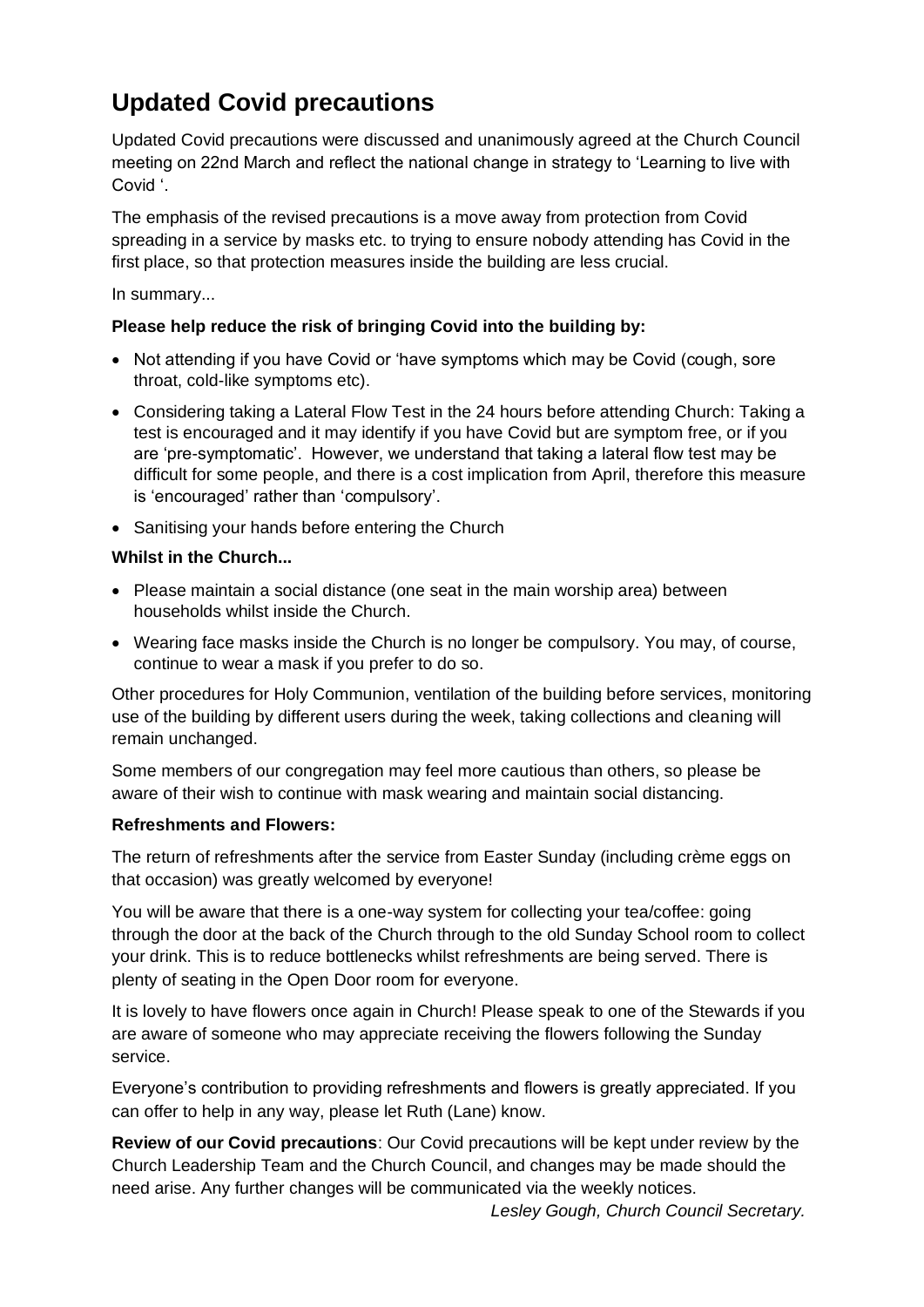# Updated Covid precautions

Updated Covid precautions were discussed and unanimously agreed at the Church Council meeting on 22nd March and reflect the national change in strategy to 'Learning to live with Covid '.

The emphasis of the revised precautions is a move away from protection from Covid spreading in a service by masks etc. to trying to ensure nobody attending has Covid in the first place, so that protection measures inside the building are less crucial.

In summary...

**Please help reduce the risk of bringing Covid into the building by:**

- Not attending if you have Covid or 'have symptoms which may be Covid (cough, sore throat, cold-like symptoms etc).
- Considering taking a Lateral Flow Test in the 24 hours before attending Church: Taking a test is encouraged and it may identify if you have Covid but are symptom free, or if you are 'pre-symptomatic'. However, we understand that taking a lateral flow test may be difficult for some people, and there is a cost implication from April, therefore this measure is 'encouraged' rather than 'compulsory'.
- Sanitising your hands before entering the Church

**Whilst in the Church...**

- Please maintain a social distance (one seat in the main worship area) between households whilst inside the Church.
- Wearing face masks inside the Church is no longer be compulsory. You may, of course, continue to wear a mask if you prefer to do so.

Other procedures for Holy Communion, ventilation of the building before services, monitoring use of the building by different users during the week, taking collections and cleaning will remain unchanged.

Some members of our congregation may feel more cautious than others, so please be aware of their wish to continue with mask wearing and maintain social distancing.

**Refreshments and Flowers:**

The return of refreshments after the service from Easter Sunday (including crème eggs on that occasion) was greatly welcomed by everyone!

You will be aware that there is a one-way system for collecting your tea/coffee: going through the door at the back of the Church through to the old Sunday School room to collect your drink. This is to reduce bottlenecks whilst refreshments are being served. There is plenty of seating in the Open Door room for everyone.

It is lovely to have flowers once again in Church! Please speak to one of the Stewards if you are aware of someone who may appreciate receiving the flowers following the Sunday service.

Everyone's contribution to providing refreshments and flowers is greatly appreciated. If you can offer to help in any way, please let Ruth (Lane) know.

**Review of our Covid precautions**: Our Covid precautions will be kept under review by the Church Leadership Team and the Church Council, and changes may be made should the need arise. Any further changes will be communicated via the weekly notices.

*Lesley Gough, Church Council Secretary.*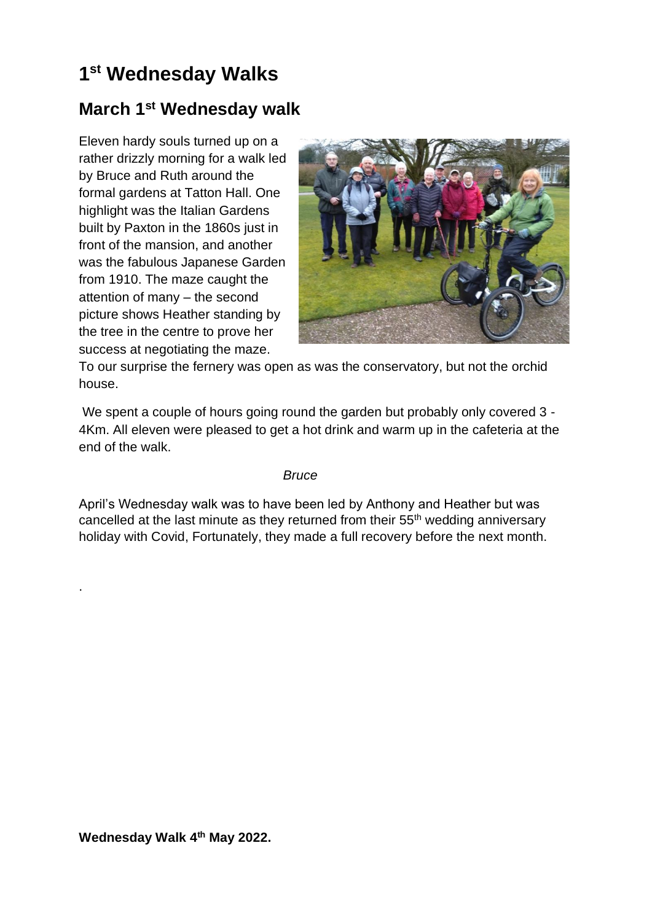# 1st Wednesday Walks

## March 1st Wednesday walk

Eleven hardy souls turned up on a rather drizzly morning for a walk led by Bruce and Ruth around the formal gardens at Tatton Hall. One highlight was the Italian Gardens built by Paxton in the 1860s just in front of the mansion, and another was the fabulous Japanese Garden from 1910. The maze caught the attention of many – the second picture shows Heather standing by the tree in the centre to prove her success at negotiating the maze. To our surprise the fernery was open as was the conservatory, but not the orchid house.

We spent a couple of hours going round the garden but probably only covered 3 - 4Km. All eleven were pleased to get a hot drink and warm up in the cafeteria at the end of the walk.

*Bruce*

April's Wednesday walk was to have been led by Anthony and Heather but was cancelled at the last minute as they returned from their 55th wedding anniversary holiday with Covid, Fortunately, they made a full recovery before the next month.

.

**Wednesday Walk 4th May 2022.**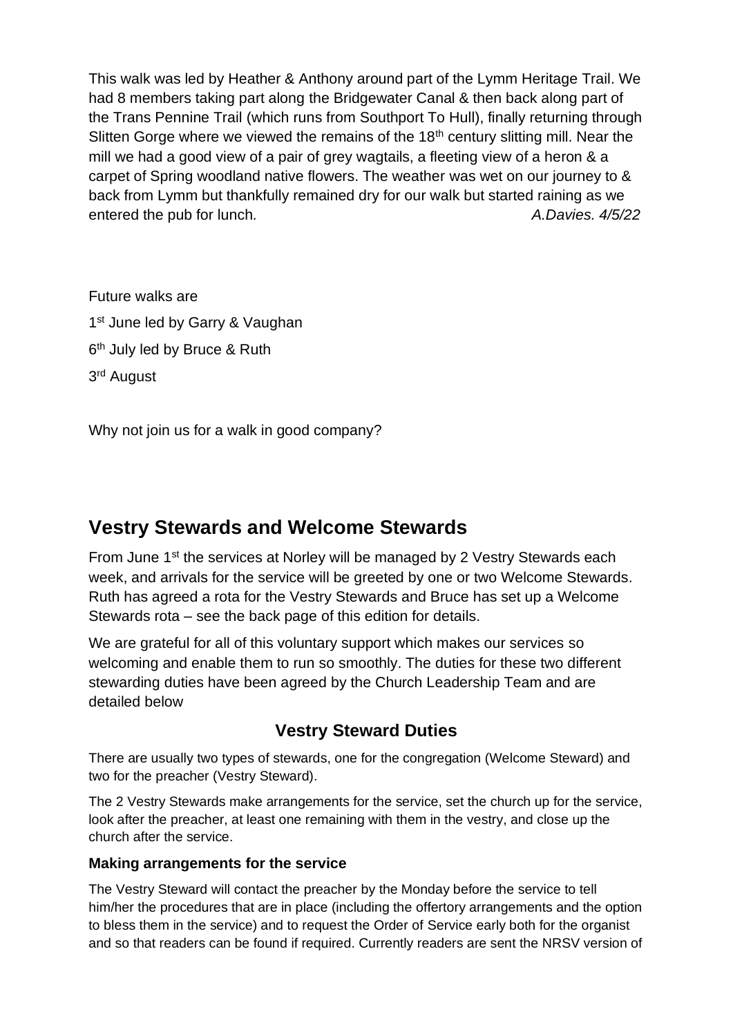This walk was led by Heather & Anthony around part of the Lymm Heritage Trail. We had 8 members taking part along the Bridgewater Canal & then back along part of the Trans Pennine Trail (which runs from Southport To Hull), finally returning through Slitten Gorge where we viewed the remains of the 18th century slitting mill. Near the mill we had a good view of a pair of grey wagtails, a fleeting view of a heron & a carpet of Spring woodland native flowers. The weather was wet on our journey to & back from Lymm but thankfully remained dry for our walk but started raining as we entered the pub for lunch. *A.Davies. 4/5/22*

Future walks are

1st June led by Garry & Vaughan

6th July led by Bruce & Ruth

3rd August

Why not join us for a walk in good company?

## Vestry Stewards and Welcome Stewards

From June 1st the services at Norley will be managed by 2 Vestry Stewards each week, and arrivals for the service will be greeted by one or two Welcome Stewards. Ruth has agreed a rota for the Vestry Stewards and Bruce has set up a Welcome Stewards rota – see the back page of this edition for details.

We are grateful for all of this voluntary support which makes our services so welcoming and enable them to run so smoothly. The duties for these two different stewarding duties have been agreed by the Church Leadership Team and are detailed below

### Vestry Steward Duties

There are usually two types of stewards, one for the congregation (Welcome Steward) and two for the preacher (Vestry Steward).

The 2 Vestry Stewards make arrangements for the service, set the church up for the service, look after the preacher, at least one remaining with them in the vestry, and close up the church after the service.

**Making arrangements for the service**

The Vestry Steward will contact the preacher by the Monday before the service to tell him/her the procedures that are in place (including the offertory arrangements and the option to bless them in the service) and to request the Order of Service early both for the organist and so that readers can be found if required. Currently readers are sent the NRSV version of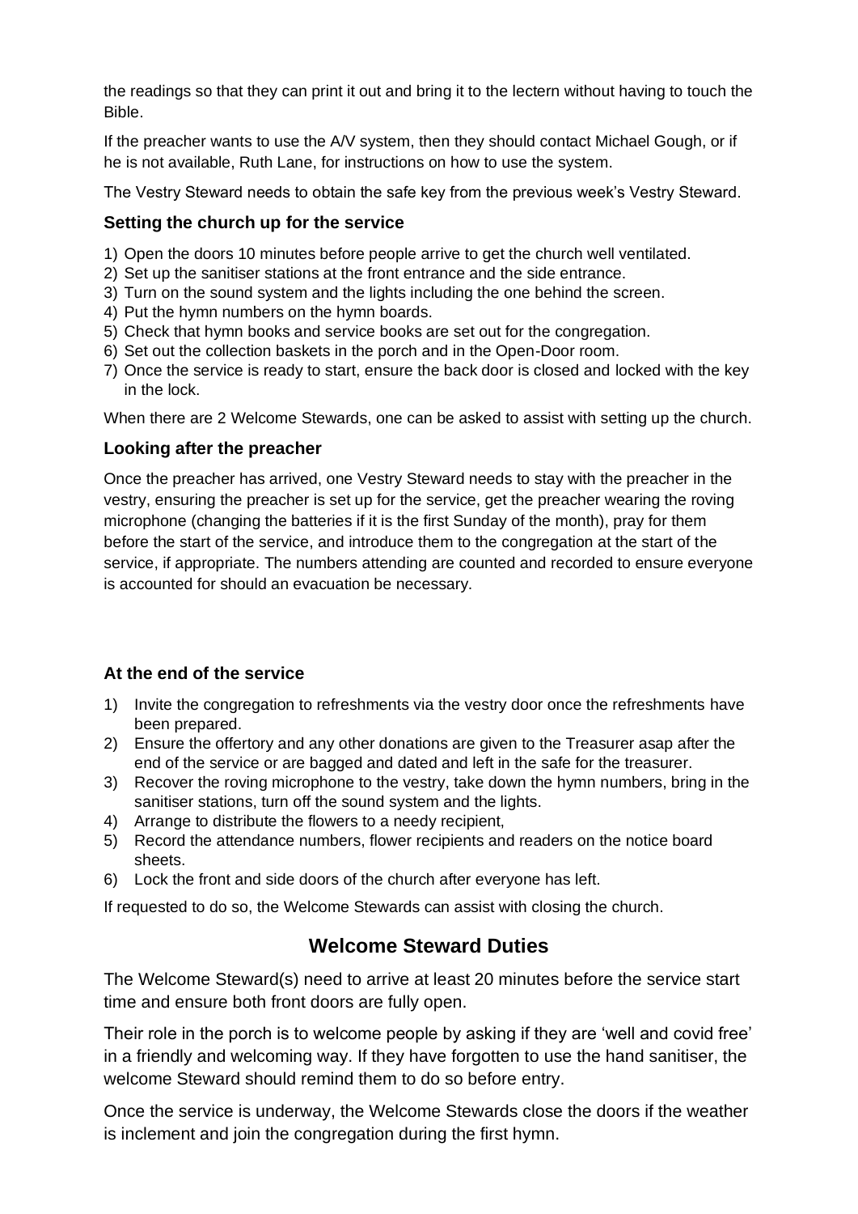the readings so that they can print it out and bring it to the lectern without having to touch the Bible.

If the preacher wants to use the A/V system, then they should contact Michael Gough, or if he is not available, Ruth Lane, for instructions on how to use the system.

The Vestry Steward needs to obtain the safe key from the previous week's Vestry Steward.

### Setting the church up for the service

1) Open the doors 10 minutes before people arrive to get the church well ventilated.
2) Set up the sanitiser stations at the front entrance and the side entrance.
3) Turn on the sound system and the lights including the one behind the screen.
4) Put the hymn numbers on the hymn boards.
5) Check that hymn books and service books are set out for the congregation.
6) Set out the collection baskets in the porch and in the Open-Door room.
7) Once the service is ready to start, ensure the back door is closed and locked with the key in the lock.

When there are 2 Welcome Stewards, one can be asked to assist with setting up the church.

### Looking after the preacher

Once the preacher has arrived, one Vestry Steward needs to stay with the preacher in the vestry, ensuring the preacher is set up for the service, get the preacher wearing the roving microphone (changing the batteries if it is the first Sunday of the month), pray for them before the start of the service, and introduce them to the congregation at the start of the service, if appropriate. The numbers attending are counted and recorded to ensure everyone is accounted for should an evacuation be necessary.

### At the end of the service

1) Invite the congregation to refreshments via the vestry door once the refreshments have been prepared.
2) Ensure the offertory and any other donations are given to the Treasurer asap after the end of the service or are bagged and dated and left in the safe for the treasurer.
3) Recover the roving microphone to the vestry, take down the hymn numbers, bring in the sanitiser stations, turn off the sound system and the lights.
4) Arrange to distribute the flowers to a needy recipient,
5) Record the attendance numbers, flower recipients and readers on the notice board sheets.
6) Lock the front and side doors of the church after everyone has left.

If requested to do so, the Welcome Stewards can assist with closing the church.

## Welcome Steward Duties

The Welcome Steward(s) need to arrive at least 20 minutes before the service start time and ensure both front doors are fully open.

Their role in the porch is to welcome people by asking if they are 'well and covid free' in a friendly and welcoming way. If they have forgotten to use the hand sanitiser, the welcome Steward should remind them to do so before entry.

Once the service is underway, the Welcome Stewards close the doors if the weather is inclement and join the congregation during the first hymn.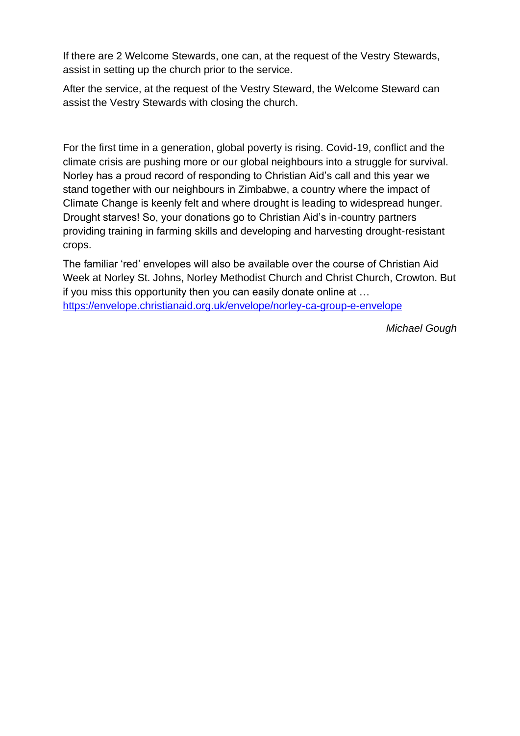If there are 2 Welcome Stewards, one can, at the request of the Vestry Stewards, assist in setting up the church prior to the service.

After the service, at the request of the Vestry Steward, the Welcome Steward can assist the Vestry Stewards with closing the church.

For the first time in a generation, global poverty is rising. Covid-19, conflict and the climate crisis are pushing more or our global neighbours into a struggle for survival. Norley has a proud record of responding to Christian Aid's call and this year we stand together with our neighbours in Zimbabwe, a country where the impact of Climate Change is keenly felt and where drought is leading to widespread hunger. Drought starves! So, your donations go to Christian Aid's in-country partners providing training in farming skills and developing and harvesting drought-resistant crops.

The familiar 'red' envelopes will also be available over the course of Christian Aid Week at Norley St. Johns, Norley Methodist Church and Christ Church, Crowton. But if you miss this opportunity then you can easily donate online at …
https://envelope.christianaid.org.uk/envelope/norley-ca-group-e-envelope

*Michael Gough*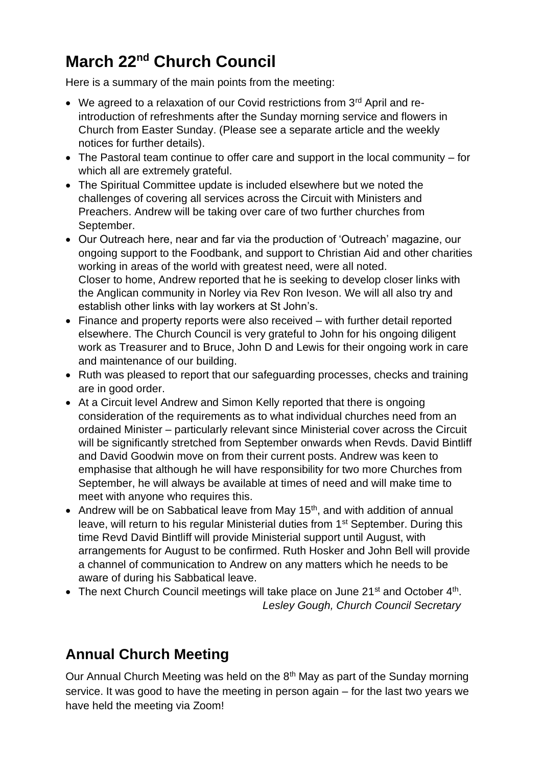# March 22nd Church Council

Here is a summary of the main points from the meeting:

- We agreed to a relaxation of our Covid restrictions from 3rd April and re-introduction of refreshments after the Sunday morning service and flowers in Church from Easter Sunday. (Please see a separate article and the weekly notices for further details).
- The Pastoral team continue to offer care and support in the local community – for which all are extremely grateful.
- The Spiritual Committee update is included elsewhere but we noted the challenges of covering all services across the Circuit with Ministers and Preachers. Andrew will be taking over care of two further churches from September.
- Our Outreach here, near and far via the production of 'Outreach' magazine, our ongoing support to the Foodbank, and support to Christian Aid and other charities working in areas of the world with greatest need, were all noted.
  Closer to home, Andrew reported that he is seeking to develop closer links with the Anglican community in Norley via Rev Ron Iveson. We will all also try and establish other links with lay workers at St John's.
- Finance and property reports were also received – with further detail reported elsewhere. The Church Council is very grateful to John for his ongoing diligent work as Treasurer and to Bruce, John D and Lewis for their ongoing work in care and maintenance of our building.
- Ruth was pleased to report that our safeguarding processes, checks and training are in good order.
- At a Circuit level Andrew and Simon Kelly reported that there is ongoing consideration of the requirements as to what individual churches need from an ordained Minister – particularly relevant since Ministerial cover across the Circuit will be significantly stretched from September onwards when Revds. David Bintliff and David Goodwin move on from their current posts. Andrew was keen to emphasise that although he will have responsibility for two more Churches from September, he will always be available at times of need and will make time to meet with anyone who requires this.
- Andrew will be on Sabbatical leave from May 15th, and with addition of annual leave, will return to his regular Ministerial duties from 1st September. During this time Revd David Bintliff will provide Ministerial support until August, with arrangements for August to be confirmed. Ruth Hosker and John Bell will provide a channel of communication to Andrew on any matters which he needs to be aware of during his Sabbatical leave.
- The next Church Council meetings will take place on June 21st and October 4th.

*Lesley Gough, Church Council Secretary*

## Annual Church Meeting

Our Annual Church Meeting was held on the 8th May as part of the Sunday morning service. It was good to have the meeting in person again – for the last two years we have held the meeting via Zoom!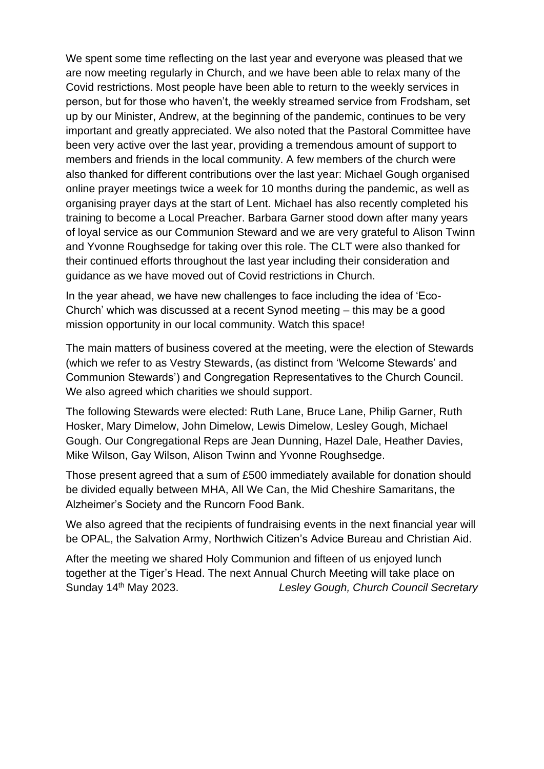We spent some time reflecting on the last year and everyone was pleased that we are now meeting regularly in Church, and we have been able to relax many of the Covid restrictions. Most people have been able to return to the weekly services in person, but for those who haven't, the weekly streamed service from Frodsham, set up by our Minister, Andrew, at the beginning of the pandemic, continues to be very important and greatly appreciated. We also noted that the Pastoral Committee have been very active over the last year, providing a tremendous amount of support to members and friends in the local community. A few members of the church were also thanked for different contributions over the last year: Michael Gough organised online prayer meetings twice a week for 10 months during the pandemic, as well as organising prayer days at the start of Lent. Michael has also recently completed his training to become a Local Preacher. Barbara Garner stood down after many years of loyal service as our Communion Steward and we are very grateful to Alison Twinn and Yvonne Roughsedge for taking over this role. The CLT were also thanked for their continued efforts throughout the last year including their consideration and guidance as we have moved out of Covid restrictions in Church.

In the year ahead, we have new challenges to face including the idea of 'Eco-Church' which was discussed at a recent Synod meeting – this may be a good mission opportunity in our local community. Watch this space!

The main matters of business covered at the meeting, were the election of Stewards (which we refer to as Vestry Stewards, (as distinct from 'Welcome Stewards' and Communion Stewards') and Congregation Representatives to the Church Council. We also agreed which charities we should support.

The following Stewards were elected: Ruth Lane, Bruce Lane, Philip Garner, Ruth Hosker, Mary Dimelow, John Dimelow, Lewis Dimelow, Lesley Gough, Michael Gough. Our Congregational Reps are Jean Dunning, Hazel Dale, Heather Davies, Mike Wilson, Gay Wilson, Alison Twinn and Yvonne Roughsedge.

Those present agreed that a sum of £500 immediately available for donation should be divided equally between MHA, All We Can, the Mid Cheshire Samaritans, the Alzheimer's Society and the Runcorn Food Bank.

We also agreed that the recipients of fundraising events in the next financial year will be OPAL, the Salvation Army, Northwich Citizen's Advice Bureau and Christian Aid.

After the meeting we shared Holy Communion and fifteen of us enjoyed lunch together at the Tiger's Head. The next Annual Church Meeting will take place on Sunday 14th May 2023.

*Lesley Gough, Church Council Secretary*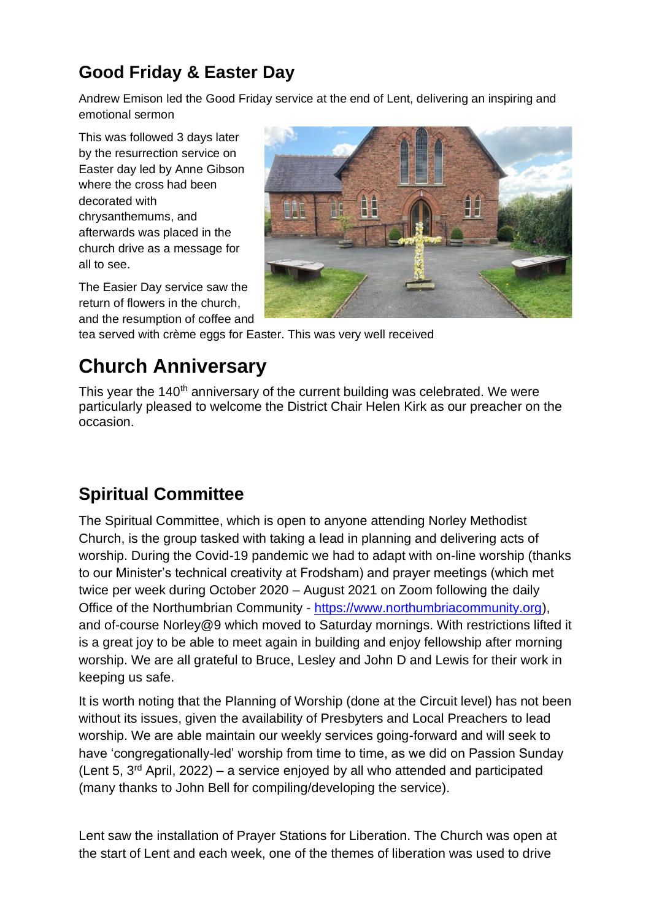## Good Friday & Easter Day

Andrew Emison led the Good Friday service at the end of Lent, delivering an inspiring and emotional sermon

This was followed 3 days later by the resurrection service on Easter day led by Anne Gibson where the cross had been decorated with chrysanthemums, and afterwards was placed in the church drive as a message for all to see.

The Easier Day service saw the return of flowers in the church, and the resumption of coffee and tea served with crème eggs for Easter. This was very well received

# Church Anniversary

This year the 140th anniversary of the current building was celebrated. We were particularly pleased to welcome the District Chair Helen Kirk as our preacher on the occasion.

## Spiritual Committee

The Spiritual Committee, which is open to anyone attending Norley Methodist Church, is the group tasked with taking a lead in planning and delivering acts of worship. During the Covid-19 pandemic we had to adapt with on-line worship (thanks to our Minister's technical creativity at Frodsham) and prayer meetings (which met twice per week during October 2020 – August 2021 on Zoom following the daily Office of the Northumbrian Community - [https://www.northumbriacommunity.org](https://www.northumbriacommunity.org)), and of-course Norley@9 which moved to Saturday mornings. With restrictions lifted it is a great joy to be able to meet again in building and enjoy fellowship after morning worship. We are all grateful to Bruce, Lesley and John D and Lewis for their work in keeping us safe.

It is worth noting that the Planning of Worship (done at the Circuit level) has not been without its issues, given the availability of Presbyters and Local Preachers to lead worship. We are able maintain our weekly services going-forward and will seek to have 'congregationally-led' worship from time to time, as we did on Passion Sunday (Lent 5, 3rd April, 2022) – a service enjoyed by all who attended and participated (many thanks to John Bell for compiling/developing the service).

Lent saw the installation of Prayer Stations for Liberation. The Church was open at the start of Lent and each week, one of the themes of liberation was used to drive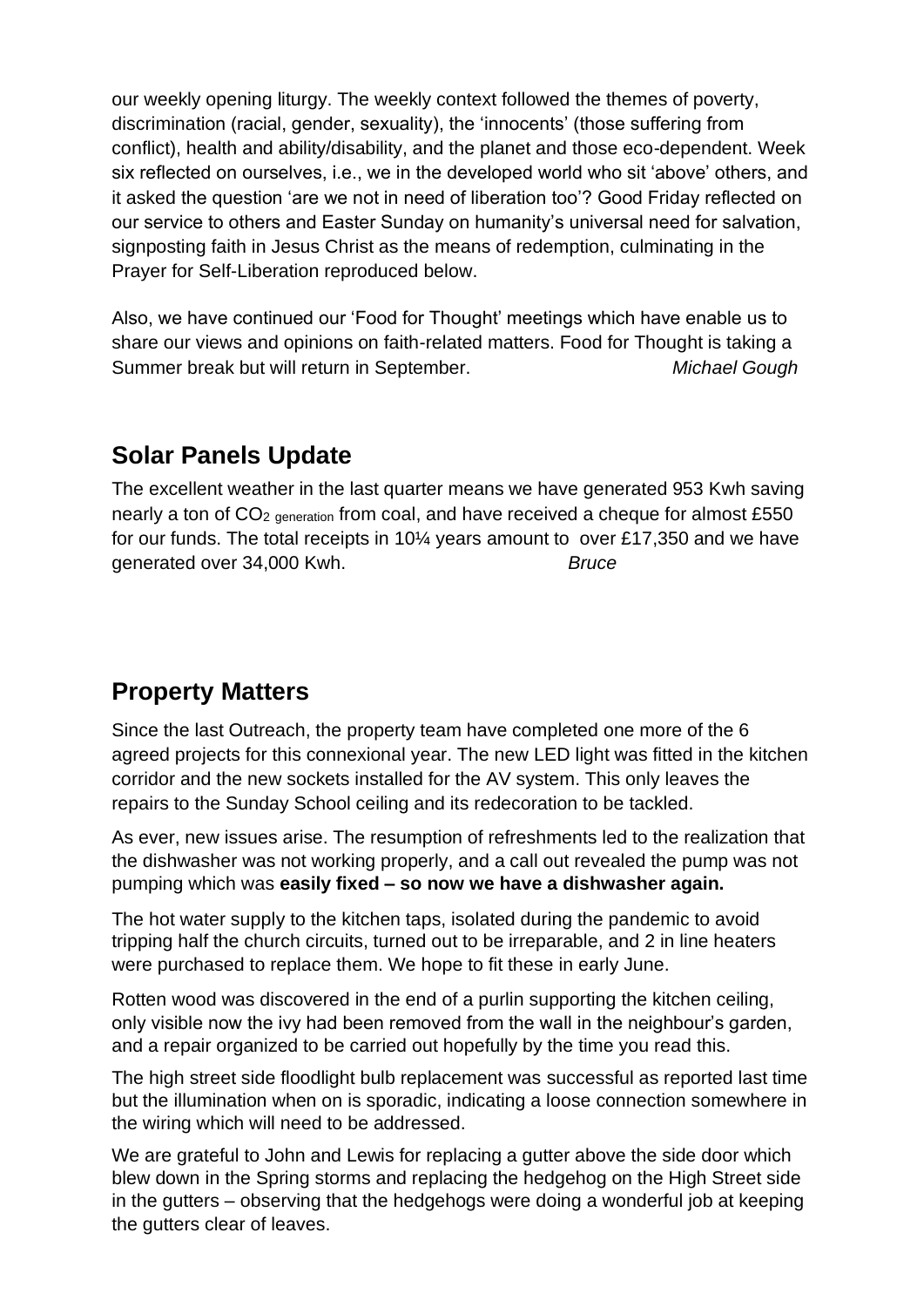our weekly opening liturgy. The weekly context followed the themes of poverty, discrimination (racial, gender, sexuality), the 'innocents' (those suffering from conflict), health and ability/disability, and the planet and those eco-dependent. Week six reflected on ourselves, i.e., we in the developed world who sit 'above' others, and it asked the question 'are we not in need of liberation too'? Good Friday reflected on our service to others and Easter Sunday on humanity's universal need for salvation, signposting faith in Jesus Christ as the means of redemption, culminating in the Prayer for Self-Liberation reproduced below.

Also, we have continued our 'Food for Thought' meetings which have enable us to share our views and opinions on faith-related matters. Food for Thought is taking a Summer break but will return in September. *Michael Gough*

## Solar Panels Update

The excellent weather in the last quarter means we have generated 953 Kwh saving nearly a ton of $CO_{2\ \text{generation}}$ from coal, and have received a cheque for almost £550 for our funds. The total receipts in 10¼ years amount to over £17,350 and we have generated over 34,000 Kwh. *Bruce*

## Property Matters

Since the last Outreach, the property team have completed one more of the 6 agreed projects for this connexional year. The new LED light was fitted in the kitchen corridor and the new sockets installed for the AV system. This only leaves the repairs to the Sunday School ceiling and its redecoration to be tackled.

As ever, new issues arise. The resumption of refreshments led to the realization that the dishwasher was not working properly, and a call out revealed the pump was not pumping which was **easily fixed – so now we have a dishwasher again.**

The hot water supply to the kitchen taps, isolated during the pandemic to avoid tripping half the church circuits, turned out to be irreparable, and 2 in line heaters were purchased to replace them. We hope to fit these in early June.

Rotten wood was discovered in the end of a purlin supporting the kitchen ceiling, only visible now the ivy had been removed from the wall in the neighbour's garden, and a repair organized to be carried out hopefully by the time you read this.

The high street side floodlight bulb replacement was successful as reported last time but the illumination when on is sporadic, indicating a loose connection somewhere in the wiring which will need to be addressed.

We are grateful to John and Lewis for replacing a gutter above the side door which blew down in the Spring storms and replacing the hedgehog on the High Street side in the gutters – observing that the hedgehogs were doing a wonderful job at keeping the gutters clear of leaves.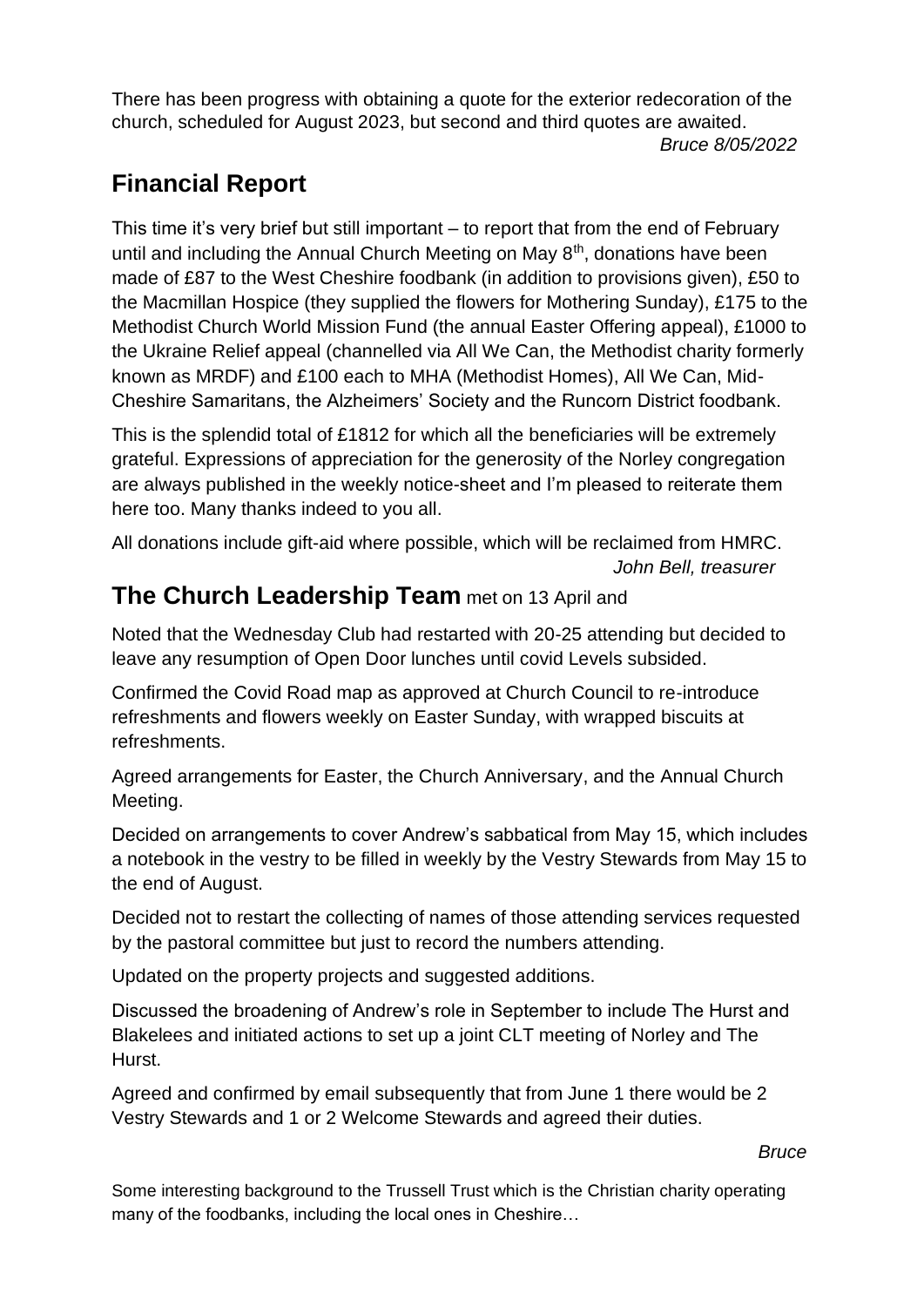There has been progress with obtaining a quote for the exterior redecoration of the church, scheduled for August 2023, but second and third quotes are awaited.

*Bruce 8/05/2022*

## Financial Report

This time it's very brief but still important – to report that from the end of February until and including the Annual Church Meeting on May 8th, donations have been made of £87 to the West Cheshire foodbank (in addition to provisions given), £50 to the Macmillan Hospice (they supplied the flowers for Mothering Sunday), £175 to the Methodist Church World Mission Fund (the annual Easter Offering appeal), £1000 to the Ukraine Relief appeal (channelled via All We Can, the Methodist charity formerly known as MRDF) and £100 each to MHA (Methodist Homes), All We Can, Mid-Cheshire Samaritans, the Alzheimers' Society and the Runcorn District foodbank.

This is the splendid total of £1812 for which all the beneficiaries will be extremely grateful. Expressions of appreciation for the generosity of the Norley congregation are always published in the weekly notice-sheet and I'm pleased to reiterate them here too. Many thanks indeed to you all.

All donations include gift-aid where possible, which will be reclaimed from HMRC.

*John Bell, treasurer*

## The Church Leadership Team met on 13 April and

Noted that the Wednesday Club had restarted with 20-25 attending but decided to leave any resumption of Open Door lunches until covid Levels subsided.

Confirmed the Covid Road map as approved at Church Council to re-introduce refreshments and flowers weekly on Easter Sunday, with wrapped biscuits at refreshments.

Agreed arrangements for Easter, the Church Anniversary, and the Annual Church Meeting.

Decided on arrangements to cover Andrew's sabbatical from May 15, which includes a notebook in the vestry to be filled in weekly by the Vestry Stewards from May 15 to the end of August.

Decided not to restart the collecting of names of those attending services requested by the pastoral committee but just to record the numbers attending.

Updated on the property projects and suggested additions.

Discussed the broadening of Andrew's role in September to include The Hurst and Blakelees and initiated actions to set up a joint CLT meeting of Norley and The Hurst.

Agreed and confirmed by email subsequently that from June 1 there would be 2 Vestry Stewards and 1 or 2 Welcome Stewards and agreed their duties.

*Bruce*

Some interesting background to the Trussell Trust which is the Christian charity operating many of the foodbanks, including the local ones in Cheshire…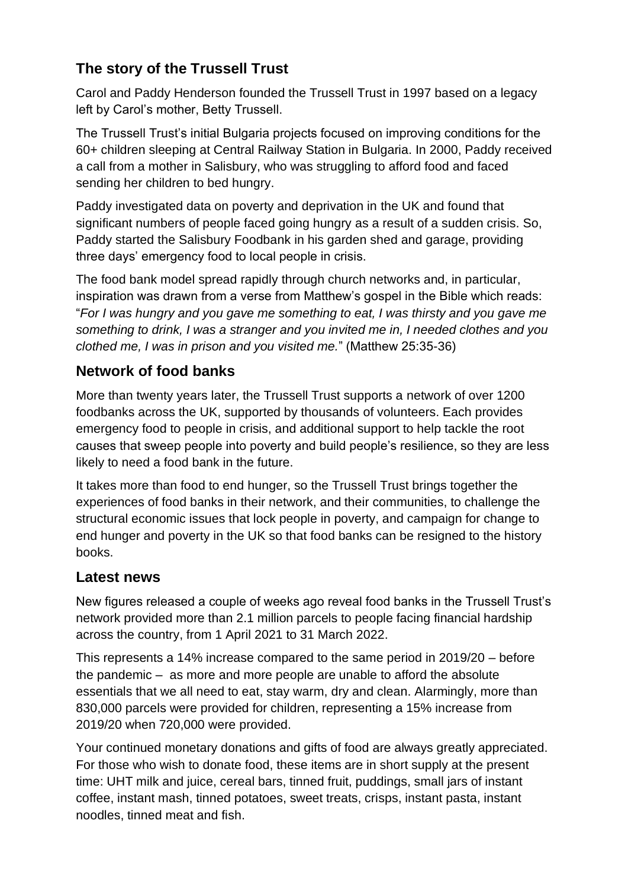## The story of the Trussell Trust

Carol and Paddy Henderson founded the Trussell Trust in 1997 based on a legacy left by Carol's mother, Betty Trussell.

The Trussell Trust's initial Bulgaria projects focused on improving conditions for the 60+ children sleeping at Central Railway Station in Bulgaria. In 2000, Paddy received a call from a mother in Salisbury, who was struggling to afford food and faced sending her children to bed hungry.

Paddy investigated data on poverty and deprivation in the UK and found that significant numbers of people faced going hungry as a result of a sudden crisis. So, Paddy started the Salisbury Foodbank in his garden shed and garage, providing three days' emergency food to local people in crisis.

The food bank model spread rapidly through church networks and, in particular, inspiration was drawn from a verse from Matthew's gospel in the Bible which reads: "*For I was hungry and you gave me something to eat, I was thirsty and you gave me something to drink, I was a stranger and you invited me in, I needed clothes and you clothed me, I was in prison and you visited me.*" (Matthew 25:35-36)

## Network of food banks

More than twenty years later, the Trussell Trust supports a network of over 1200 foodbanks across the UK, supported by thousands of volunteers. Each provides emergency food to people in crisis, and additional support to help tackle the root causes that sweep people into poverty and build people's resilience, so they are less likely to need a food bank in the future.

It takes more than food to end hunger, so the Trussell Trust brings together the experiences of food banks in their network, and their communities, to challenge the structural economic issues that lock people in poverty, and campaign for change to end hunger and poverty in the UK so that food banks can be resigned to the history books.

## Latest news

New figures released a couple of weeks ago reveal food banks in the Trussell Trust's network provided more than 2.1 million parcels to people facing financial hardship across the country, from 1 April 2021 to 31 March 2022.

This represents a 14% increase compared to the same period in 2019/20 – before the pandemic – as more and more people are unable to afford the absolute essentials that we all need to eat, stay warm, dry and clean. Alarmingly, more than 830,000 parcels were provided for children, representing a 15% increase from 2019/20 when 720,000 were provided.

Your continued monetary donations and gifts of food are always greatly appreciated. For those who wish to donate food, these items are in short supply at the present time: UHT milk and juice, cereal bars, tinned fruit, puddings, small jars of instant coffee, instant mash, tinned potatoes, sweet treats, crisps, instant pasta, instant noodles, tinned meat and fish.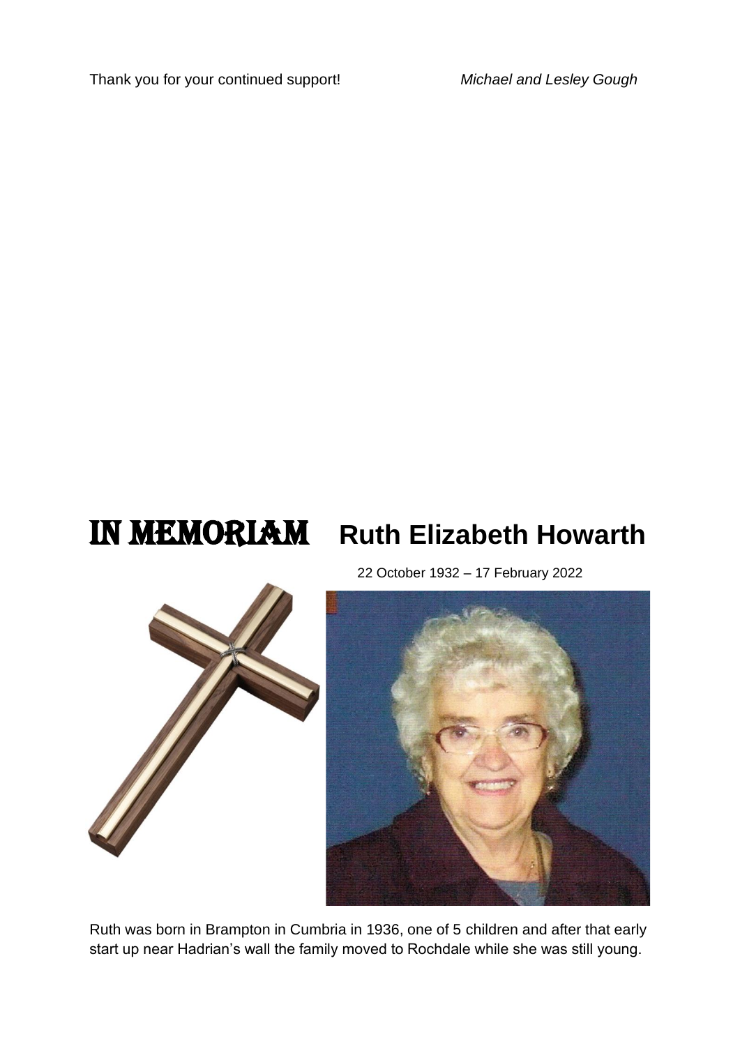Thank you for your continued support! *Michael and Lesley Gough*

# IN MEMORIAM Ruth Elizabeth Howarth

22 October 1932 – 17 February 2022

Ruth was born in Brampton in Cumbria in 1936, one of 5 children and after that early start up near Hadrian's wall the family moved to Rochdale while she was still young.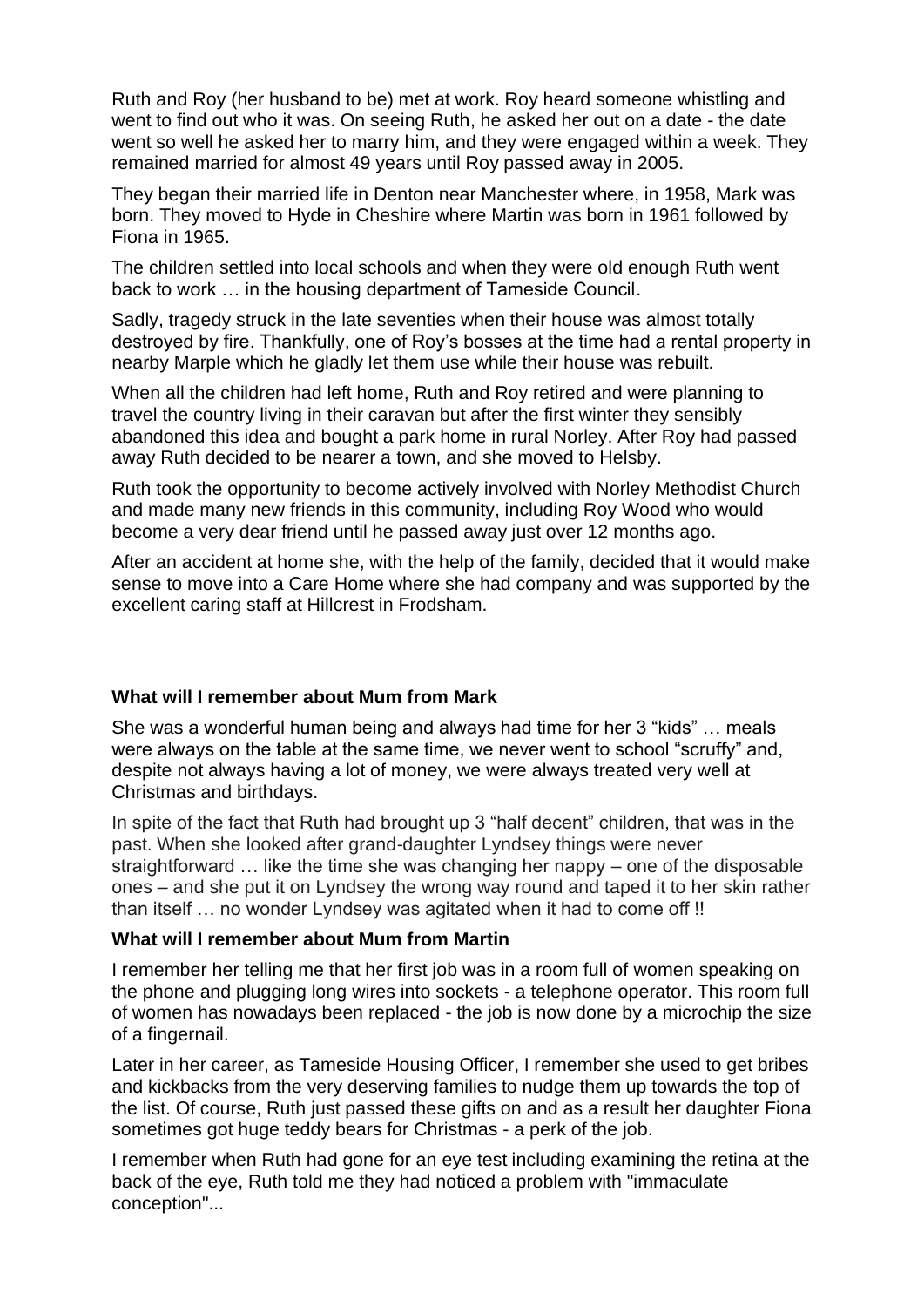Ruth and Roy (her husband to be) met at work. Roy heard someone whistling and went to find out who it was. On seeing Ruth, he asked her out on a date - the date went so well he asked her to marry him, and they were engaged within a week. They remained married for almost 49 years until Roy passed away in 2005.

They began their married life in Denton near Manchester where, in 1958, Mark was born. They moved to Hyde in Cheshire where Martin was born in 1961 followed by Fiona in 1965.

The children settled into local schools and when they were old enough Ruth went back to work … in the housing department of Tameside Council.

Sadly, tragedy struck in the late seventies when their house was almost totally destroyed by fire. Thankfully, one of Roy's bosses at the time had a rental property in nearby Marple which he gladly let them use while their house was rebuilt.

When all the children had left home, Ruth and Roy retired and were planning to travel the country living in their caravan but after the first winter they sensibly abandoned this idea and bought a park home in rural Norley. After Roy had passed away Ruth decided to be nearer a town, and she moved to Helsby.

Ruth took the opportunity to become actively involved with Norley Methodist Church and made many new friends in this community, including Roy Wood who would become a very dear friend until he passed away just over 12 months ago.

After an accident at home she, with the help of the family, decided that it would make sense to move into a Care Home where she had company and was supported by the excellent caring staff at Hillcrest in Frodsham.

**What will I remember about Mum from Mark**

She was a wonderful human being and always had time for her 3 "kids" … meals were always on the table at the same time, we never went to school "scruffy" and, despite not always having a lot of money, we were always treated very well at Christmas and birthdays.

In spite of the fact that Ruth had brought up 3 "half decent" children, that was in the past. When she looked after grand-daughter Lyndsey things were never straightforward … like the time she was changing her nappy – one of the disposable ones – and she put it on Lyndsey the wrong way round and taped it to her skin rather than itself … no wonder Lyndsey was agitated when it had to come off !!

**What will I remember about Mum from Martin**

I remember her telling me that her first job was in a room full of women speaking on the phone and plugging long wires into sockets - a telephone operator. This room full of women has nowadays been replaced - the job is now done by a microchip the size of a fingernail.

Later in her career, as Tameside Housing Officer, I remember she used to get bribes and kickbacks from the very deserving families to nudge them up towards the top of the list. Of course, Ruth just passed these gifts on and as a result her daughter Fiona sometimes got huge teddy bears for Christmas - a perk of the job.

I remember when Ruth had gone for an eye test including examining the retina at the back of the eye, Ruth told me they had noticed a problem with "immaculate conception"...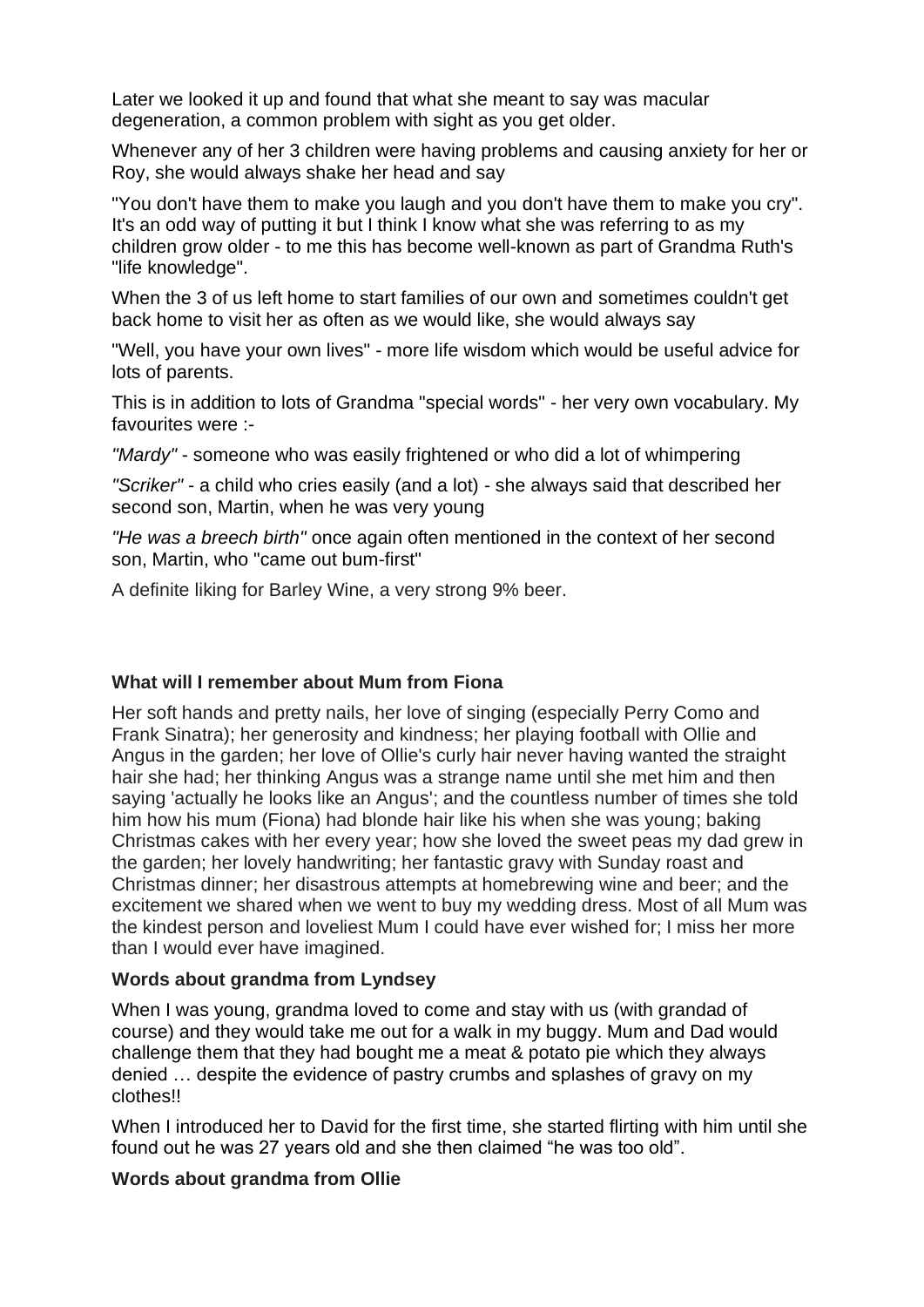Later we looked it up and found that what she meant to say was macular degeneration, a common problem with sight as you get older.

Whenever any of her 3 children were having problems and causing anxiety for her or Roy, she would always shake her head and say

"You don't have them to make you laugh and you don't have them to make you cry". It's an odd way of putting it but I think I know what she was referring to as my children grow older - to me this has become well-known as part of Grandma Ruth's "life knowledge".

When the 3 of us left home to start families of our own and sometimes couldn't get back home to visit her as often as we would like, she would always say

"Well, you have your own lives" - more life wisdom which would be useful advice for lots of parents.

This is in addition to lots of Grandma "special words" - her very own vocabulary. My favourites were :-

*"Mardy"* - someone who was easily frightened or who did a lot of whimpering

*"Scriker"* - a child who cries easily (and a lot) - she always said that described her second son, Martin, when he was very young

*"He was a breech birth"* once again often mentioned in the context of her second son, Martin, who "came out bum-first"

A definite liking for Barley Wine, a very strong 9% beer.

**What will I remember about Mum from Fiona**

Her soft hands and pretty nails, her love of singing (especially Perry Como and Frank Sinatra); her generosity and kindness; her playing football with Ollie and Angus in the garden; her love of Ollie's curly hair never having wanted the straight hair she had; her thinking Angus was a strange name until she met him and then saying 'actually he looks like an Angus'; and the countless number of times she told him how his mum (Fiona) had blonde hair like his when she was young; baking Christmas cakes with her every year; how she loved the sweet peas my dad grew in the garden; her lovely handwriting; her fantastic gravy with Sunday roast and Christmas dinner; her disastrous attempts at homebrewing wine and beer; and the excitement we shared when we went to buy my wedding dress. Most of all Mum was the kindest person and loveliest Mum I could have ever wished for; I miss her more than I would ever have imagined.

**Words about grandma from Lyndsey**

When I was young, grandma loved to come and stay with us (with grandad of course) and they would take me out for a walk in my buggy. Mum and Dad would challenge them that they had bought me a meat & potato pie which they always denied … despite the evidence of pastry crumbs and splashes of gravy on my clothes!!

When I introduced her to David for the first time, she started flirting with him until she found out he was 27 years old and she then claimed "he was too old".

**Words about grandma from Ollie**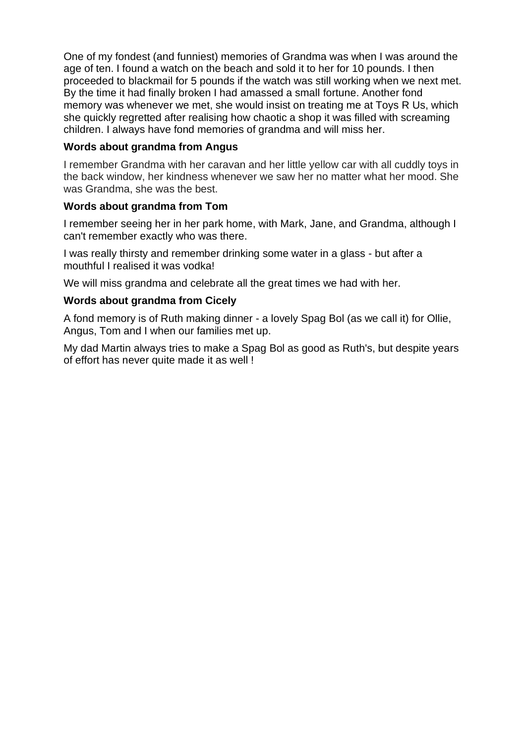One of my fondest (and funniest) memories of Grandma was when I was around the age of ten. I found a watch on the beach and sold it to her for 10 pounds. I then proceeded to blackmail for 5 pounds if the watch was still working when we next met. By the time it had finally broken I had amassed a small fortune. Another fond memory was whenever we met, she would insist on treating me at Toys R Us, which she quickly regretted after realising how chaotic a shop it was filled with screaming children. I always have fond memories of grandma and will miss her.

**Words about grandma from Angus**

I remember Grandma with her caravan and her little yellow car with all cuddly toys in the back window, her kindness whenever we saw her no matter what her mood. She was Grandma, she was the best.

**Words about grandma from Tom**

I remember seeing her in her park home, with Mark, Jane, and Grandma, although I can't remember exactly who was there.

I was really thirsty and remember drinking some water in a glass - but after a mouthful I realised it was vodka!

We will miss grandma and celebrate all the great times we had with her.

**Words about grandma from Cicely**

A fond memory is of Ruth making dinner - a lovely Spag Bol (as we call it) for Ollie, Angus, Tom and I when our families met up.

My dad Martin always tries to make a Spag Bol as good as Ruth's, but despite years of effort has never quite made it as well !